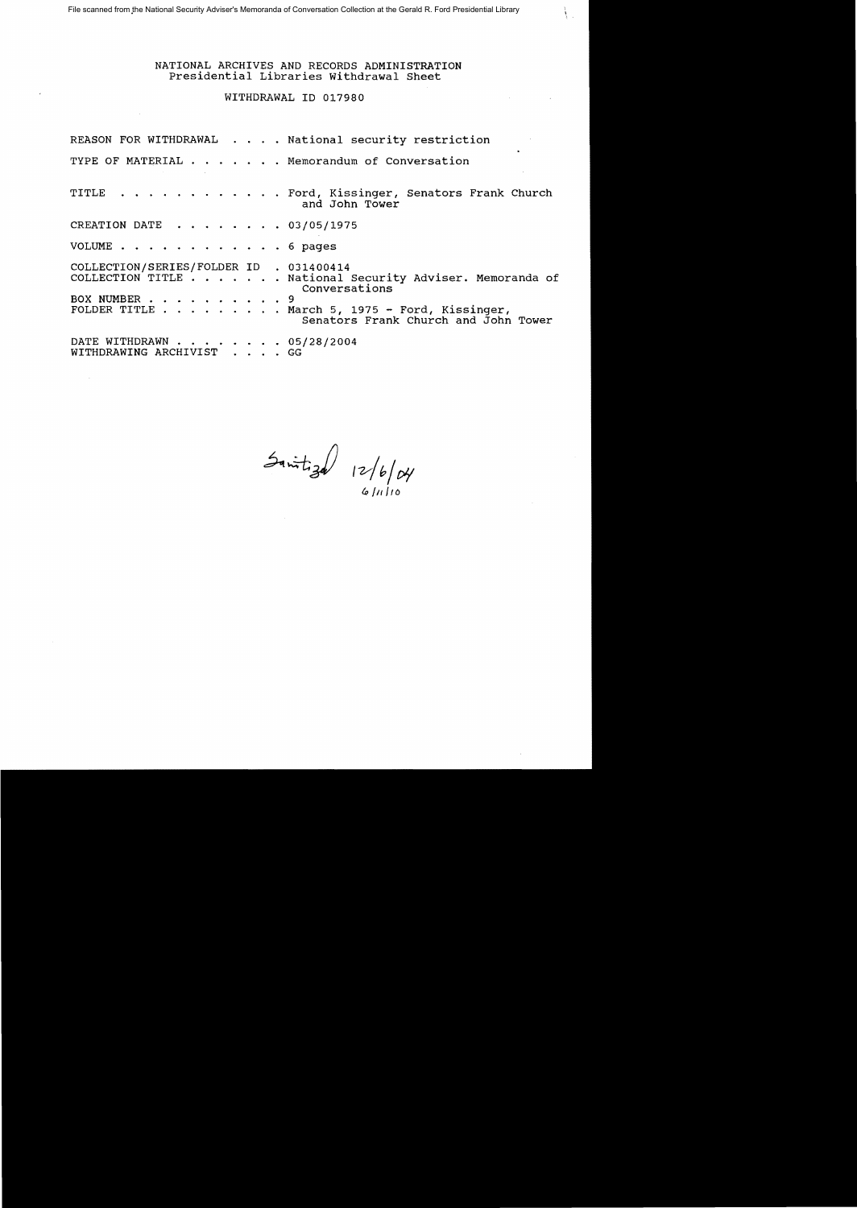File scanned from the National Security Adviser's Memoranda of Conversation Collection at the Gerald R. Ford Presidential Library

NATIONAL ARCHIVES AND RECORDS ADMINISTRATION
Presidential Libraries Withdrawal Sheet

WITHDRAWAL ID 017980

REASON FOR WITHDRAWAL . . . . National security restriction

TYPE OF MATERIAL . . . . . . . Memorandum of Conversation

TITLE . . . . . . . . . . . . Ford, Kissinger, Senators Frank Church and John Tower

CREATION DATE . . . . . . . . 03/05/1975

VOLUME . . . . . . . . . . . . 6 pages

COLLECTION/SERIES/FOLDER ID . 031400414
COLLECTION TITLE . . . . . . . National Security Adviser. Memoranda of Conversations
BOX NUMBER . . . . . . . . . . 9
FOLDER TITLE . . . . . . . . . March 5, 1975 - Ford, Kissinger, Senators Frank Church and John Tower

DATE WITHDRAWN . . . . . . . . 05/28/2004
WITHDRAWING ARCHIVIST . . . . GG

Sanitized 12/6/04
6/11/10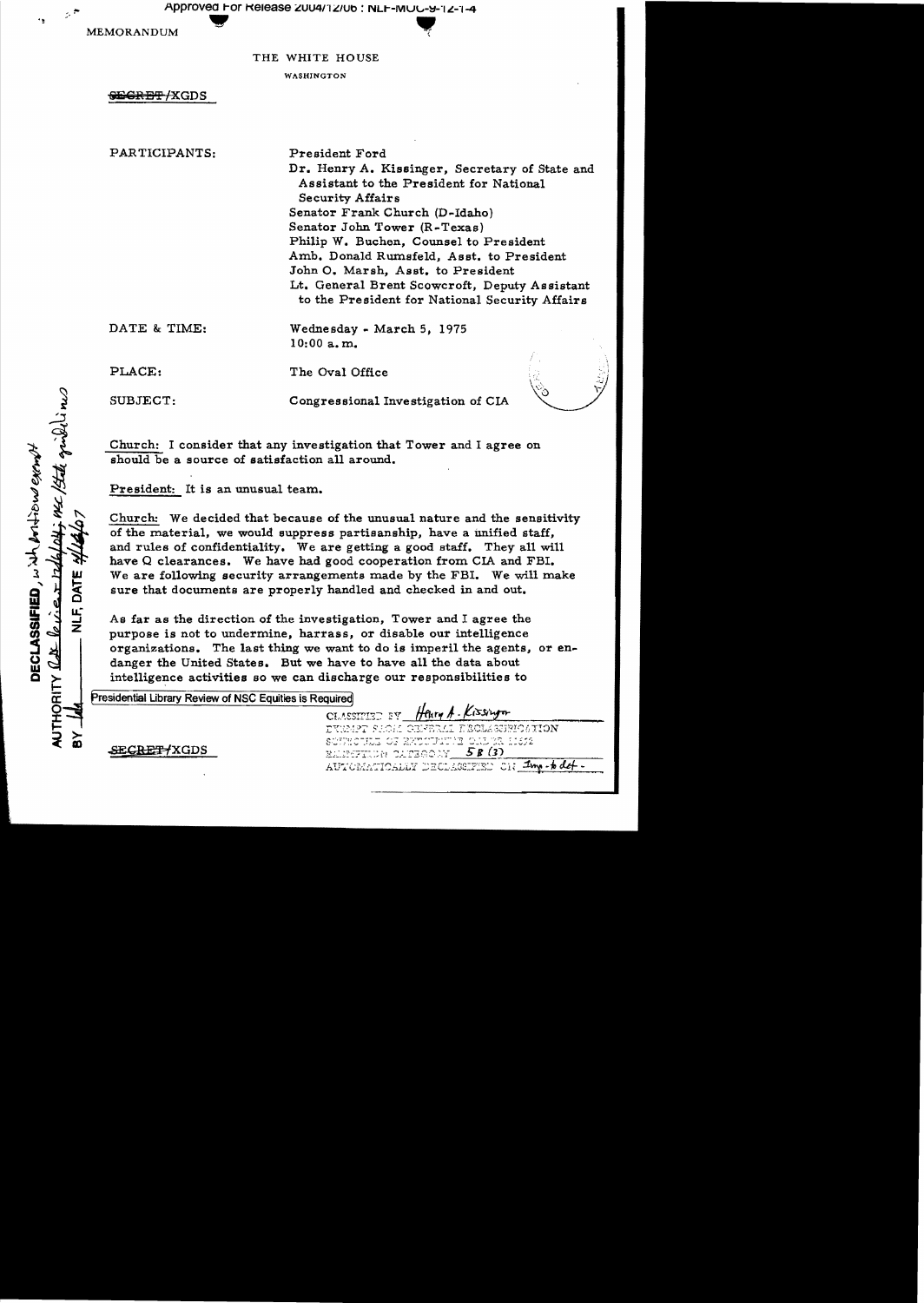MEMORANDUM

THE WHITE HOUSE

WASHINGTON

~~SECRET~~/XGDS

PARTICIPANTS:

President Ford
Dr. Henry A. Kissinger, Secretary of State and Assistant to the President for National Security Affairs
Senator Frank Church (D-Idaho)
Senator John Tower (R-Texas)
Philip W. Buchen, Counsel to President
Amb. Donald Rumsfeld, Asst. to President
John O. Marsh, Asst. to President
Lt. General Brent Scowcroft, Deputy Assistant to the President for National Security Affairs

DATE & TIME: Wednesday - March 5, 1975
10:00 a.m.

PLACE: The Oval Office

SUBJECT: Congressional Investigation of CIA

Church: I consider that any investigation that Tower and I agree on should be a source of satisfaction all around.

President: It is an unusual team.

Church: We decided that because of the unusual nature and the sensitivity of the material, we would suppress partisanship, have a unified staff, and rules of confidentiality. We are getting a good staff. They all will have Q clearances. We have had good cooperation from CIA and FBI. We are following security arrangements made by the FBI. We will make sure that documents are properly handled and checked in and out.

As far as the direction of the investigation, Tower and I agree the purpose is not to undermine, harrass, or disable our intelligence organizations. The last thing we want to do is imperil the agents, or endanger the United States. But we have to have all the data about intelligence activities so we can discharge our responsibilities to

Presidential Library Review of NSC Equities is Required

~~SECRET~~/XGDS

CLASSIFIED BY Henry A. Kissinger
EXEMPT FROM GENERAL DECLASSIFICATION SCHEDULE OF EXECUTIVE ORDER 11652
EXEMPTION CATEGORY 5B (3)
AUTOMATICALLY DECLASSIFIED ON Imp. to det.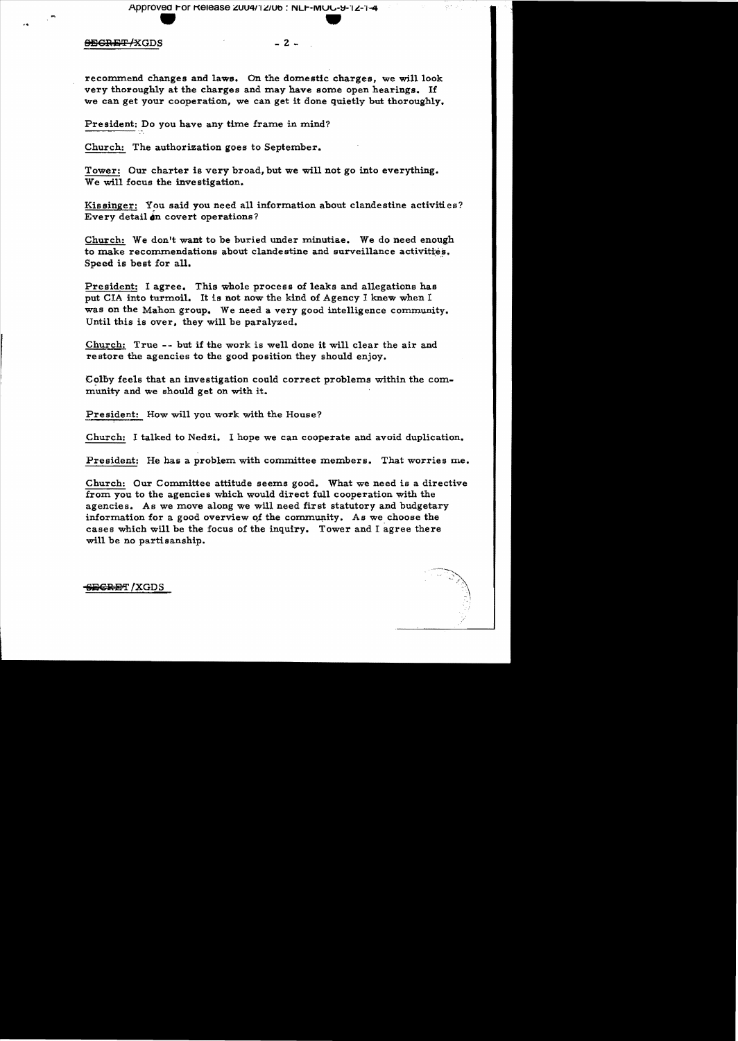recommend changes and laws. On the domestic charges, we will look very thoroughly at the charges and may have some open hearings. If we can get your cooperation, we can get it done quietly but thoroughly.

President: Do you have any time frame in mind?

Church: The authorization goes to September.

Tower: Our charter is very broad, but we will not go into everything. We will focus the investigation.

Kissinger: You said you need all information about clandestine activities? Every detail on covert operations?

Church: We don't want to be buried under minutiae. We do need enough to make recommendations about clandestine and surveillance activities. Speed is best for all.

President: I agree. This whole process of leaks and allegations has put CIA into turmoil. It is not now the kind of Agency I knew when I was on the Mahon group. We need a very good intelligence community. Until this is over, they will be paralyzed.

Church: True -- but if the work is well done it will clear the air and restore the agencies to the good position they should enjoy.

Colby feels that an investigation could correct problems within the community and we should get on with it.

President: How will you work with the House?

Church: I talked to Nedzi. I hope we can cooperate and avoid duplication.

President: He has a problem with committee members. That worries me.

Church: Our Committee attitude seems good. What we need is a directive from you to the agencies which would direct full cooperation with the agencies. As we move along we will need first statutory and budgetary information for a good overview of the community. As we choose the cases which will be the focus of the inquiry. Tower and I agree there will be no partisanship.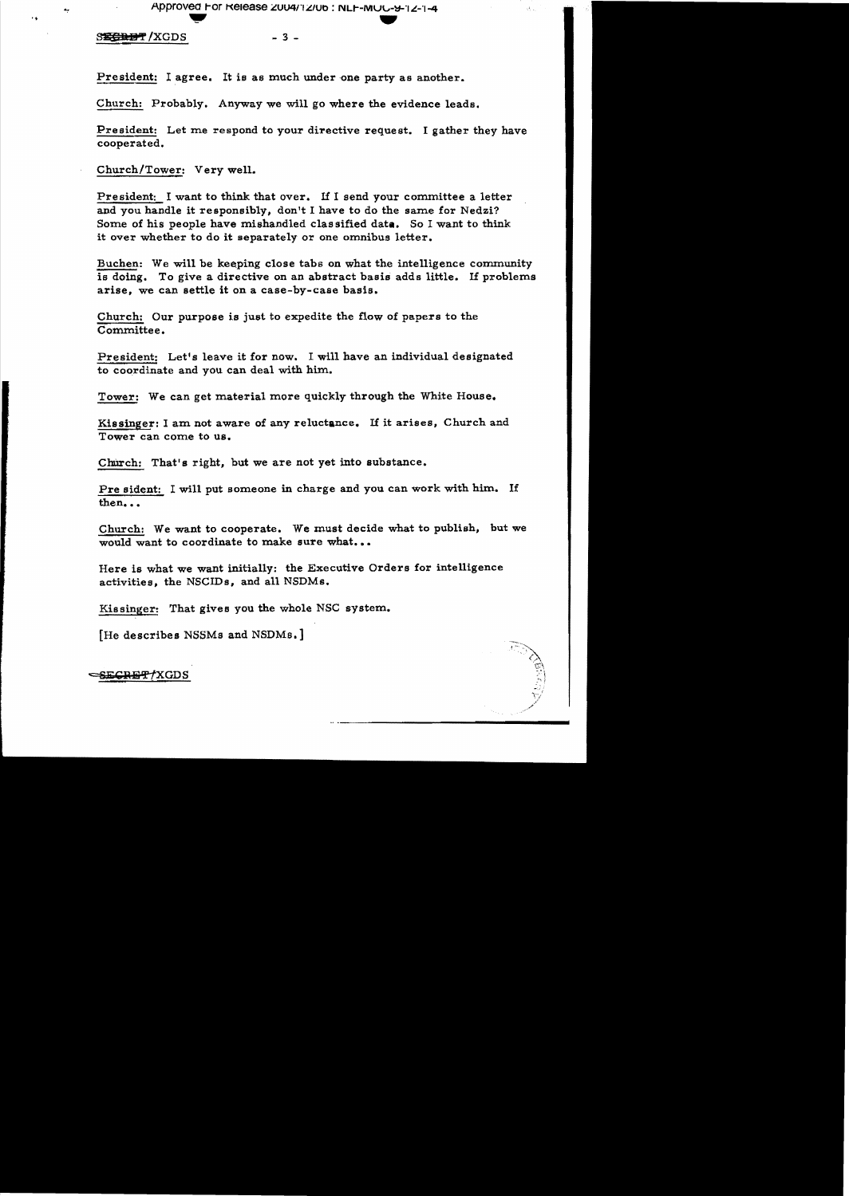President: I agree. It is as much under one party as another.

Church: Probably. Anyway we will go where the evidence leads.

President: Let me respond to your directive request. I gather they have cooperated.

Church/Tower: Very well.

President: I want to think that over. If I send your committee a letter and you handle it responsibly, don't I have to do the same for Nedzi? Some of his people have mishandled classified data. So I want to think it over whether to do it separately or one omnibus letter.

Buchen: We will be keeping close tabs on what the intelligence community is doing. To give a directive on an abstract basis adds little. If problems arise, we can settle it on a case-by-case basis.

Church: Our purpose is just to expedite the flow of papers to the Committee.

President: Let's leave it for now. I will have an individual designated to coordinate and you can deal with him.

Tower: We can get material more quickly through the White House.

Kissinger: I am not aware of any reluctance. If it arises, Church and Tower can come to us.

Church: That's right, but we are not yet into substance.

President: I will put someone in charge and you can work with him. If then...

Church: We want to cooperate. We must decide what to publish, but we would want to coordinate to make sure what...

Here is what we want initially: the Executive Orders for intelligence activities, the NSCIDs, and all NSDMs.

Kissinger: That gives you the whole NSC system.

[He describes NSSMs and NSDMs.]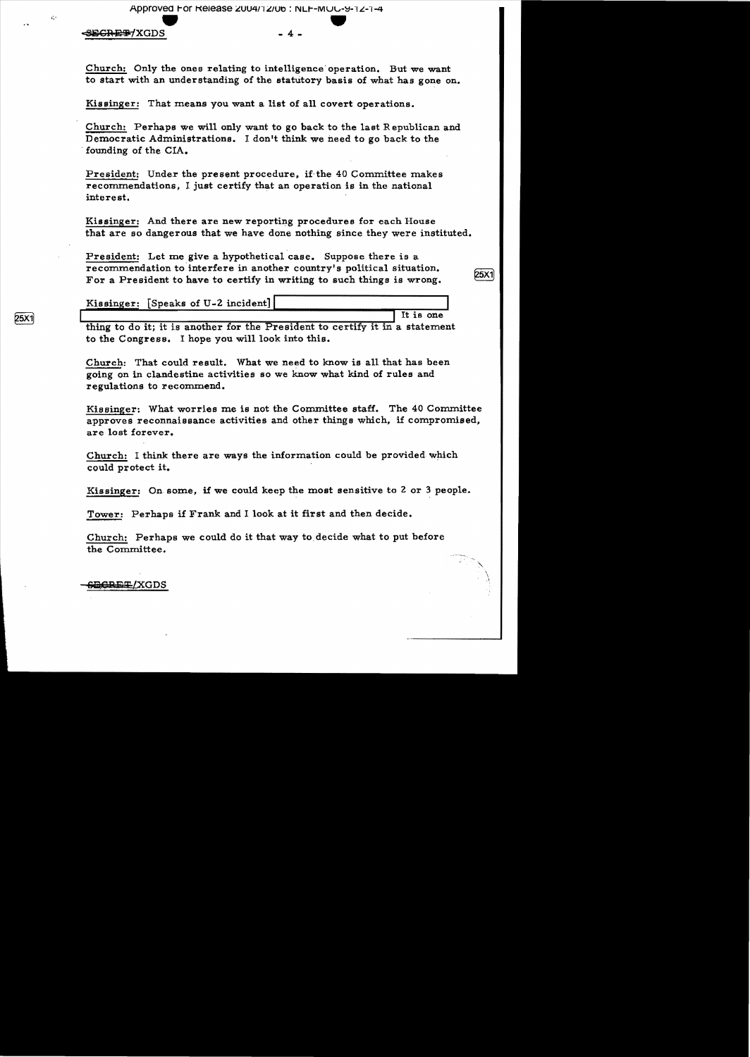Church: Only the ones relating to intelligence operation. But we want to start with an understanding of the statutory basis of what has gone on.

Kissinger: That means you want a list of all covert operations.

Church: Perhaps we will only want to go back to the last Republican and Democratic Administrations. I don't think we need to go back to the founding of the CIA.

President: Under the present procedure, if the 40 Committee makes recommendations, I just certify that an operation is in the national interest.

Kissinger: And there are new reporting procedures for each House that are so dangerous that we have done nothing since they were instituted.

President: Let me give a hypothetical case. Suppose there is a recommendation to interfere in another country's political situation. For a President to have to certify in writing to such things is wrong.

25X1

Kissinger: [Speaks of U-2 incident] 

25X1

It is one thing to do it; it is another for the President to certify it in a statement to the Congress. I hope you will look into this.

Church: That could result. What we need to know is all that has been going on in clandestine activities so we know what kind of rules and regulations to recommend.

Kissinger: What worries me is not the Committee staff. The 40 Committee approves reconnaissance activities and other things which, if compromised, are lost forever.

Church: I think there are ways the information could be provided which could protect it.

Kissinger: On some, if we could keep the most sensitive to 2 or 3 people.

Tower: Perhaps if Frank and I look at it first and then decide.

Church: Perhaps we could do it that way to decide what to put before the Committee.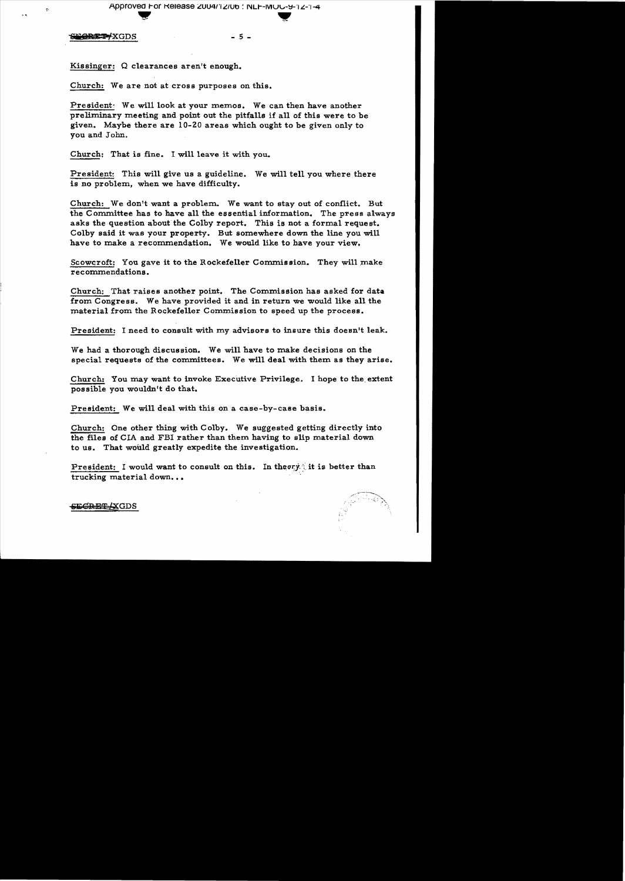Kissinger: Q clearances aren't enough.

Church: We are not at cross purposes on this.

President: We will look at your memos. We can then have another preliminary meeting and point out the pitfalls if all of this were to be given. Maybe there are 10-20 areas which ought to be given only to you and John.

Church: That is fine. I will leave it with you.

President: This will give us a guideline. We will tell you where there is no problem, when we have difficulty.

Church: We don't want a problem. We want to stay out of conflict. But the Committee has to have all the essential information. The press always asks the question about the Colby report. This is not a formal request. Colby said it was your property. But somewhere down the line you will have to make a recommendation. We would like to have your view.

Scowcroft: You gave it to the Rockefeller Commission. They will make recommendations.

Church: That raises another point. The Commission has asked for data from Congress. We have provided it and in return we would like all the material from the Rockefeller Commission to speed up the process.

President: I need to consult with my advisors to insure this doesn't leak.

We had a thorough discussion. We will have to make decisions on the special requests of the committees. We will deal with them as they arise.

Church: You may want to invoke Executive Privilege. I hope to the extent possible you wouldn't do that.

President: We will deal with this on a case-by-case basis.

Church: One other thing with Colby. We suggested getting directly into the files of CIA and FBI rather than them having to slip material down to us. That would greatly expedite the investigation.

President: I would want to consult on this. In theory it is better than trucking material down...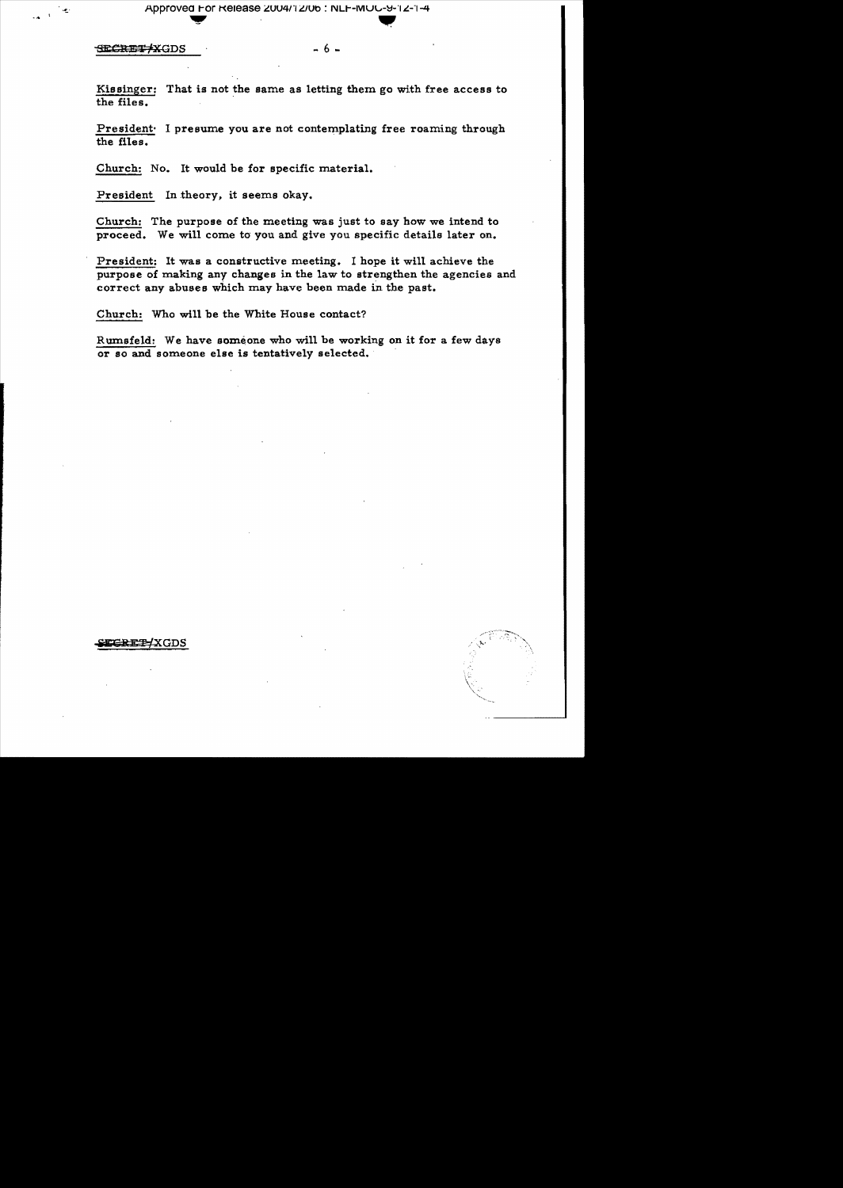Kissinger: That is not the same as letting them go with free access to the files.

President: I presume you are not contemplating free roaming through the files.

Church: No. It would be for specific material.

President In theory, it seems okay.

Church: The purpose of the meeting was just to say how we intend to proceed. We will come to you and give you specific details later on.

President: It was a constructive meeting. I hope it will achieve the purpose of making any changes in the law to strengthen the agencies and correct any abuses which may have been made in the past.

Church: Who will be the White House contact?

Rumsfeld: We have someone who will be working on it for a few days or so and someone else is tentatively selected.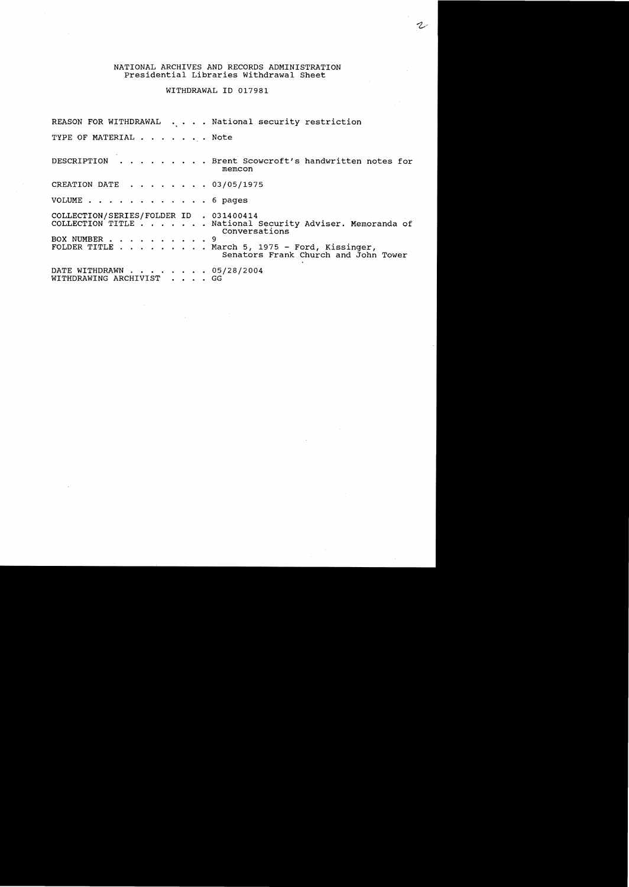NATIONAL ARCHIVES AND RECORDS ADMINISTRATION
Presidential Libraries Withdrawal Sheet

WITHDRAWAL ID 017981

REASON FOR WITHDRAWAL . . . . National security restriction

TYPE OF MATERIAL . . . . . . . Note

DESCRIPTION . . . . . . . . . Brent Scowcroft's handwritten notes for memcon

CREATION DATE . . . . . . . . 03/05/1975

VOLUME . . . . . . . . . . . . 6 pages

COLLECTION/SERIES/FOLDER ID . 031400414
COLLECTION TITLE . . . . . . . National Security Adviser. Memoranda of Conversations
BOX NUMBER . . . . . . . . . . 9
FOLDER TITLE . . . . . . . . . March 5, 1975 - Ford, Kissinger, Senators Frank Church and John Tower

DATE WITHDRAWN . . . . . . . . 05/28/2004
WITHDRAWING ARCHIVIST . . . . GG